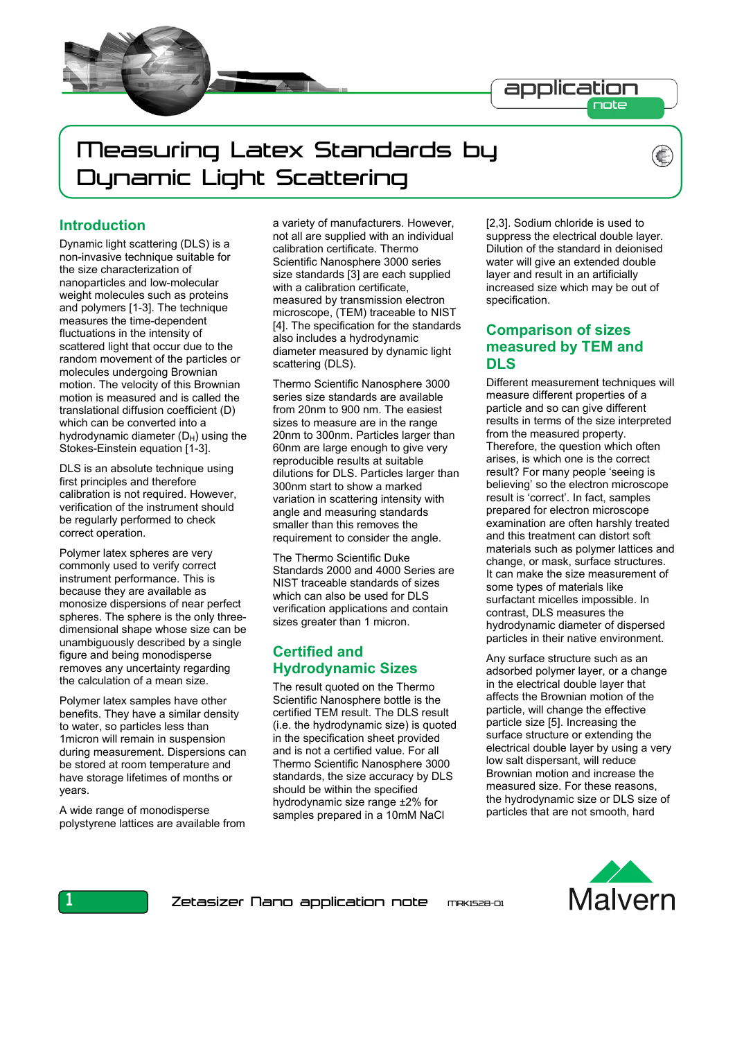# Measuring Latex Standards by Dynamic Light Scattering

## Introduction

Dynamic light scattering (DLS) is a non-invasive technique suitable for the size characterization of nanoparticles and low-molecular weight molecules such as proteins and polymers [1-3]. The technique measures the time-dependent fluctuations in the intensity of scattered light that occur due to the random movement of the particles or molecules undergoing Brownian motion. The velocity of this Brownian motion is measured and is called the translational diffusion coefficient (D) which can be converted into a hydrodynamic diameter ($D_H$) using the Stokes-Einstein equation [1-3].

DLS is an absolute technique using first principles and therefore calibration is not required. However, verification of the instrument should be regularly performed to check correct operation.

Polymer latex spheres are very commonly used to verify correct instrument performance. This is because they are available as monosize dispersions of near perfect spheres. The sphere is the only three-dimensional shape whose size can be unambiguously described by a single figure and being monodisperse removes any uncertainty regarding the calculation of a mean size.

Polymer latex samples have other benefits. They have a similar density to water, so particles less than 1micron will remain in suspension during measurement. Dispersions can be stored at room temperature and have storage lifetimes of months or years.

A wide range of monodisperse polystyrene lattices are available from a variety of manufacturers. However, not all are supplied with an individual calibration certificate. Thermo Scientific Nanosphere 3000 series size standards [3] are each supplied with a calibration certificate, measured by transmission electron microscope, (TEM) traceable to NIST [4]. The specification for the standards also includes a hydrodynamic diameter measured by dynamic light scattering (DLS).

Thermo Scientific Nanosphere 3000 series size standards are available from 20nm to 900 nm. The easiest sizes to measure are in the range 20nm to 300nm. Particles larger than 60nm are large enough to give very reproducible results at suitable dilutions for DLS. Particles larger than 300nm start to show a marked variation in scattering intensity with angle and measuring standards smaller than this removes the requirement to consider the angle.

The Thermo Scientific Duke Standards 2000 and 4000 Series are NIST traceable standards of sizes which can also be used for DLS verification applications and contain sizes greater than 1 micron.

## Certified and Hydrodynamic Sizes

The result quoted on the Thermo Scientific Nanosphere bottle is the certified TEM result. The DLS result (i.e. the hydrodynamic size) is quoted in the specification sheet provided and is not a certified value. For all Thermo Scientific Nanosphere 3000 standards, the size accuracy by DLS should be within the specified hydrodynamic size range ±2% for samples prepared in a 10mM NaCl [2,3]. Sodium chloride is used to suppress the electrical double layer. Dilution of the standard in deionised water will give an extended double layer and result in an artificially increased size which may be out of specification.

## Comparison of sizes measured by TEM and DLS

Different measurement techniques will measure different properties of a particle and so can give different results in terms of the size interpreted from the measured property. Therefore, the question which often arises, is which one is the correct result? For many people 'seeing is believing' so the electron microscope result is 'correct'. In fact, samples prepared for electron microscope examination are often harshly treated and this treatment can distort soft materials such as polymer lattices and change, or mask, surface structures. It can make the size measurement of some types of materials like surfactant micelles impossible. In contrast, DLS measures the hydrodynamic diameter of dispersed particles in their native environment.

Any surface structure such as an adsorbed polymer layer, or a change in the electrical double layer that affects the Brownian motion of the particle, will change the effective particle size [5]. Increasing the surface structure or extending the electrical double layer by using a very low salt dispersant, will reduce Brownian motion and increase the measured size. For these reasons, the hydrodynamic size or DLS size of particles that are not smooth, hard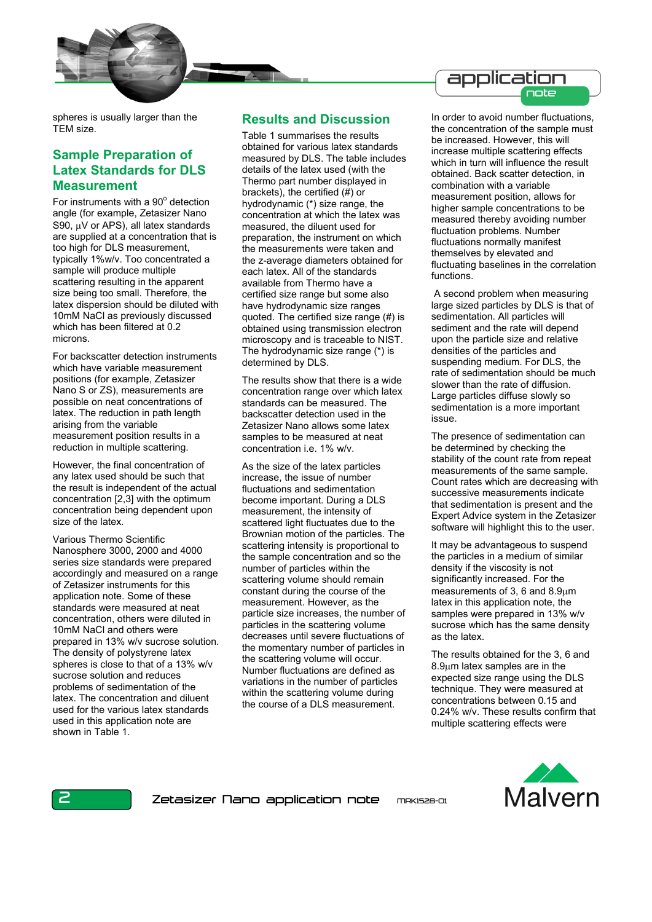spheres is usually larger than the TEM size.

## Sample Preparation of Latex Standards for DLS Measurement

For instruments with a 90$^{o}$ detection angle (for example, Zetasizer Nano S90, µV or APS), all latex standards are supplied at a concentration that is too high for DLS measurement, typically 1%w/v. Too concentrated a sample will produce multiple scattering resulting in the apparent size being too small. Therefore, the latex dispersion should be diluted with 10mM NaCl as previously discussed which has been filtered at 0.2 microns.

For backscatter detection instruments which have variable measurement positions (for example, Zetasizer Nano S or ZS), measurements are possible on neat concentrations of latex. The reduction in path length arising from the variable measurement position results in a reduction in multiple scattering.

However, the final concentration of any latex used should be such that the result is independent of the actual concentration [2,3] with the optimum concentration being dependent upon size of the latex.

Various Thermo Scientific Nanosphere 3000, 2000 and 4000 series size standards were prepared accordingly and measured on a range of Zetasizer instruments for this application note. Some of these standards were measured at neat concentration, others were diluted in 10mM NaCl and others were prepared in 13% w/v sucrose solution. The density of polystyrene latex spheres is close to that of a 13% w/v sucrose solution and reduces problems of sedimentation of the latex. The concentration and diluent used for the various latex standards used in this application note are shown in Table 1.

## Results and Discussion

Table 1 summarises the results obtained for various latex standards measured by DLS. The table includes details of the latex used (with the Thermo part number displayed in brackets), the certified (#) or hydrodynamic (*) size range, the concentration at which the latex was measured, the diluent used for preparation, the instrument on which the measurements were taken and the z-average diameters obtained for each latex. All of the standards available from Thermo have a certified size range but some also have hydrodynamic size ranges quoted. The certified size range (#) is obtained using transmission electron microscopy and is traceable to NIST. The hydrodynamic size range (*) is determined by DLS.

The results show that there is a wide concentration range over which latex standards can be measured. The backscatter detection used in the Zetasizer Nano allows some latex samples to be measured at neat concentration i.e. 1% w/v.

As the size of the latex particles increase, the issue of number fluctuations and sedimentation become important. During a DLS measurement, the intensity of scattered light fluctuates due to the Brownian motion of the particles. The scattering intensity is proportional to the sample concentration and so the number of particles within the scattering volume should remain constant during the course of the measurement. However, as the particle size increases, the number of particles in the scattering volume decreases until severe fluctuations of the momentary number of particles in the scattering volume will occur. Number fluctuations are defined as variations in the number of particles within the scattering volume during the course of a DLS measurement.

In order to avoid number fluctuations, the concentration of the sample must be increased. However, this will increase multiple scattering effects which in turn will influence the result obtained. Back scatter detection, in combination with a variable measurement position, allows for higher sample concentrations to be measured thereby avoiding number fluctuation problems. Number fluctuations normally manifest themselves by elevated and fluctuating baselines in the correlation functions.

A second problem when measuring large sized particles by DLS is that of sedimentation. All particles will sediment and the rate will depend upon the particle size and relative densities of the particles and suspending medium. For DLS, the rate of sedimentation should be much slower than the rate of diffusion. Large particles diffuse slowly so sedimentation is a more important issue.

The presence of sedimentation can be determined by checking the stability of the count rate from repeat measurements of the same sample. Count rates which are decreasing with successive measurements indicate that sedimentation is present and the Expert Advice system in the Zetasizer software will highlight this to the user.

It may be advantageous to suspend the particles in a medium of similar density if the viscosity is not significantly increased. For the measurements of 3, 6 and 8.9µm latex in this application note, the samples were prepared in 13% w/v sucrose which has the same density as the latex.

The results obtained for the 3, 6 and 8.9µm latex samples are in the expected size range using the DLS technique. They were measured at concentrations between 0.15 and 0.24% w/v. These results confirm that multiple scattering effects were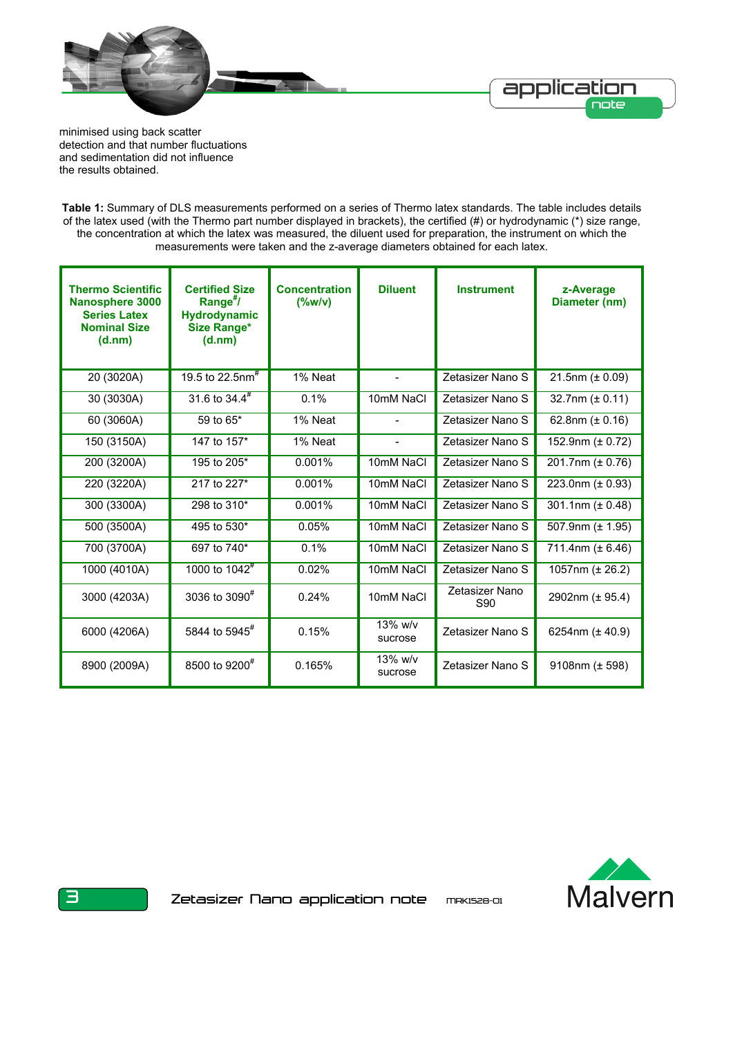minimised using back scatter detection and that number fluctuations and sedimentation did not influence the results obtained.

**Table 1:** Summary of DLS measurements performed on a series of Thermo latex standards. The table includes details of the latex used (with the Thermo part number displayed in brackets), the certified (#) or hydrodynamic (*) size range, the concentration at which the latex was measured, the diluent used for preparation, the instrument on which the measurements were taken and the z-average diameters obtained for each latex.

| Thermo Scientific Nanosphere 3000 Series Latex Nominal Size (d.nm) | Certified Size Range#/ Hydrodynamic Size Range* (d.nm) | Concentration (%w/v) | Diluent | Instrument | z-Average Diameter (nm) |
|---|---|---|---|---|---|
| 20 (3020A) | 19.5 to 22.5nm# | 1% Neat | - | Zetasizer Nano S | 21.5nm (± 0.09) |
| 30 (3030A) | 31.6 to 34.4# | 0.1% | 10mM NaCl | Zetasizer Nano S | 32.7nm (± 0.11) |
| 60 (3060A) | 59 to 65* | 1% Neat | - | Zetasizer Nano S | 62.8nm (± 0.16) |
| 150 (3150A) | 147 to 157* | 1% Neat | - | Zetasizer Nano S | 152.9nm (± 0.72) |
| 200 (3200A) | 195 to 205* | 0.001% | 10mM NaCl | Zetasizer Nano S | 201.7nm (± 0.76) |
| 220 (3220A) | 217 to 227* | 0.001% | 10mM NaCl | Zetasizer Nano S | 223.0nm (± 0.93) |
| 300 (3300A) | 298 to 310* | 0.001% | 10mM NaCl | Zetasizer Nano S | 301.1nm (± 0.48) |
| 500 (3500A) | 495 to 530* | 0.05% | 10mM NaCl | Zetasizer Nano S | 507.9nm (± 1.95) |
| 700 (3700A) | 697 to 740* | 0.1% | 10mM NaCl | Zetasizer Nano S | 711.4nm (± 6.46) |
| 1000 (4010A) | 1000 to 1042# | 0.02% | 10mM NaCl | Zetasizer Nano S | 1057nm (± 26.2) |
| 3000 (4203A) | 3036 to 3090# | 0.24% | 10mM NaCl | Zetasizer Nano S90 | 2902nm (± 95.4) |
| 6000 (4206A) | 5844 to 5945# | 0.15% | 13% w/v sucrose | Zetasizer Nano S | 6254nm (± 40.9) |
| 8900 (2009A) | 8500 to 9200# | 0.165% | 13% w/v sucrose | Zetasizer Nano S | 9108nm (± 598) |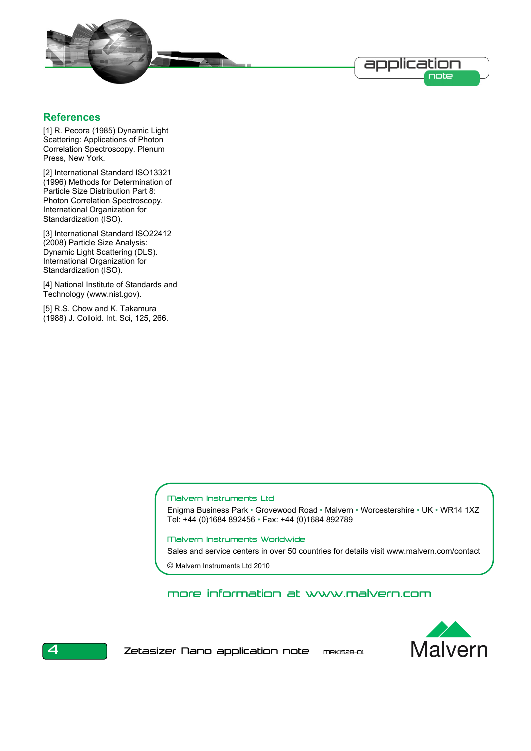## References

[1] R. Pecora (1985) Dynamic Light Scattering: Applications of Photon Correlation Spectroscopy. Plenum Press, New York.

[2] International Standard ISO13321 (1996) Methods for Determination of Particle Size Distribution Part 8: Photon Correlation Spectroscopy. International Organization for Standardization (ISO).

[3] International Standard ISO22412 (2008) Particle Size Analysis: Dynamic Light Scattering (DLS). International Organization for Standardization (ISO).

[4] National Institute of Standards and Technology (www.nist.gov).

[5] R.S. Chow and K. Takamura (1988) J. Colloid. Int. Sci, 125, 266.

**Malvern Instruments Ltd**

Enigma Business Park • Grovewood Road • Malvern • Worcestershire • UK • WR14 1XZ
Tel: +44 (0)1684 892456 • Fax: +44 (0)1684 892789

**Malvern Instruments Worldwide**

Sales and service centers in over 50 countries for details visit www.malvern.com/contact

© Malvern Instruments Ltd 2010

more information at www.malvern.com

Zetasizer Nano application note MRK1528-01